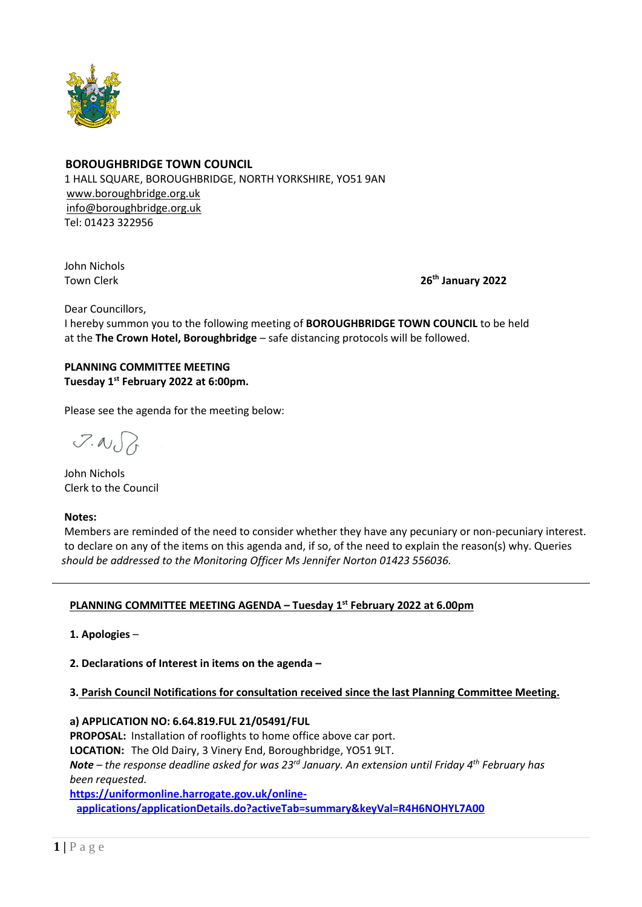**BOROUGHBRIDGE TOWN COUNCIL**
1 HALL SQUARE, BOROUGHBRIDGE, NORTH YORKSHIRE, YO51 9AN
www.boroughbridge.org.uk
info@boroughbridge.org.uk
Tel: 01423 322956

John Nichols
Town Clerk

**26th January 2022**

Dear Councillors,
I hereby summon you to the following meeting of **BOROUGHBRIDGE TOWN COUNCIL** to be held at the **The Crown Hotel, Boroughbridge** – safe distancing protocols will be followed.

**PLANNING COMMITTEE MEETING**
**Tuesday 1st February 2022 at 6:00pm.**

Please see the agenda for the meeting below:

John Nichols
Clerk to the Council

**Notes:**
Members are reminded of the need to consider whether they have any pecuniary or non-pecuniary interest. to declare on any of the items on this agenda and, if so, of the need to explain the reason(s) why. Queries *should be addressed to the Monitoring Officer Ms Jennifer Norton 01423 556036.*

---

## PLANNING COMMITTEE MEETING AGENDA – Tuesday 1st February 2022 at 6.00pm

**1. Apologies** –

**2. Declarations of Interest in items on the agenda –**

**3. Parish Council Notifications for consultation received since the last Planning Committee Meeting.**

**a) APPLICATION NO: 6.64.819.FUL 21/05491/FUL**
**PROPOSAL:** Installation of rooflights to home office above car port.
**LOCATION:** The Old Dairy, 3 Vinery End, Boroughbridge, YO51 9LT.
***Note*** *– the response deadline asked for was 23rd January. An extension until Friday 4th February has been requested.*
**https://uniformonline.harrogate.gov.uk/online-applications/applicationDetails.do?activeTab=summary&keyVal=R4H6NOHYL7A00**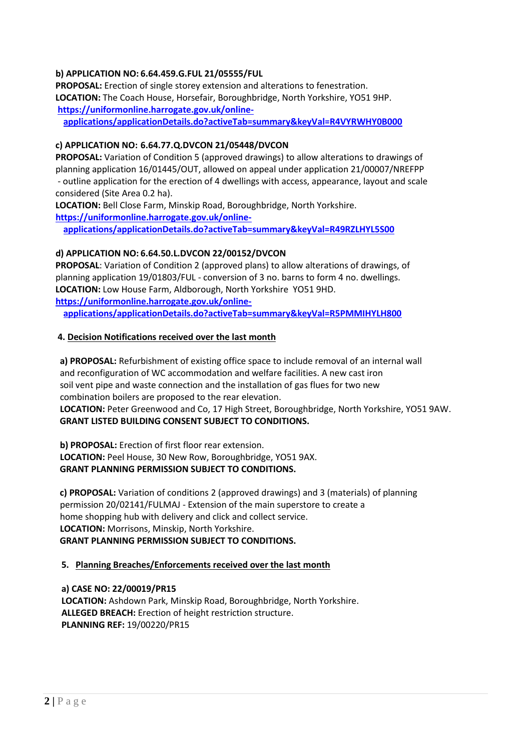**b) APPLICATION NO: 6.64.459.G.FUL 21/05555/FUL**
**PROPOSAL:** Erection of single storey extension and alterations to fenestration.
**LOCATION:** The Coach House, Horsefair, Boroughbridge, North Yorkshire, YO51 9HP.
**https://uniformonline.harrogate.gov.uk/online-applications/applicationDetails.do?activeTab=summary&keyVal=R4VYRWHY0B000**

**c) APPLICATION NO: 6.64.77.Q.DVCON 21/05448/DVCON**
**PROPOSAL:** Variation of Condition 5 (approved drawings) to allow alterations to drawings of planning application 16/01445/OUT, allowed on appeal under application 21/00007/NREFPP - outline application for the erection of 4 dwellings with access, appearance, layout and scale considered (Site Area 0.2 ha).
**LOCATION:** Bell Close Farm, Minskip Road, Boroughbridge, North Yorkshire.
**https://uniformonline.harrogate.gov.uk/online-applications/applicationDetails.do?activeTab=summary&keyVal=R49RZLHYL5S00**

**d) APPLICATION NO: 6.64.50.L.DVCON 22/00152/DVCON**
**PROPOSAL**: Variation of Condition 2 (approved plans) to allow alterations of drawings, of planning application 19/01803/FUL - conversion of 3 no. barns to form 4 no. dwellings.
**LOCATION:** Low House Farm, Aldborough, North Yorkshire YO51 9HD.
**https://uniformonline.harrogate.gov.uk/online-applications/applicationDetails.do?activeTab=summary&keyVal=R5PMMIHYLH800**

**4. Decision Notifications received over the last month**

**a) PROPOSAL:** Refurbishment of existing office space to include removal of an internal wall and reconfiguration of WC accommodation and welfare facilities. A new cast iron soil vent pipe and waste connection and the installation of gas flues for two new combination boilers are proposed to the rear elevation.
**LOCATION:** Peter Greenwood and Co, 17 High Street, Boroughbridge, North Yorkshire, YO51 9AW.
**GRANT LISTED BUILDING CONSENT SUBJECT TO CONDITIONS.**

**b) PROPOSAL:** Erection of first floor rear extension.
**LOCATION:** Peel House, 30 New Row, Boroughbridge, YO51 9AX.
**GRANT PLANNING PERMISSION SUBJECT TO CONDITIONS.**

**c) PROPOSAL:** Variation of conditions 2 (approved drawings) and 3 (materials) of planning permission 20/02141/FULMAJ - Extension of the main superstore to create a home shopping hub with delivery and click and collect service.
**LOCATION:** Morrisons, Minskip, North Yorkshire.
**GRANT PLANNING PERMISSION SUBJECT TO CONDITIONS.**

**5. Planning Breaches/Enforcements received over the last month**

**a) CASE NO: 22/00019/PR15**
**LOCATION:** Ashdown Park, Minskip Road, Boroughbridge, North Yorkshire.
**ALLEGED BREACH:** Erection of height restriction structure.
**PLANNING REF:** 19/00220/PR15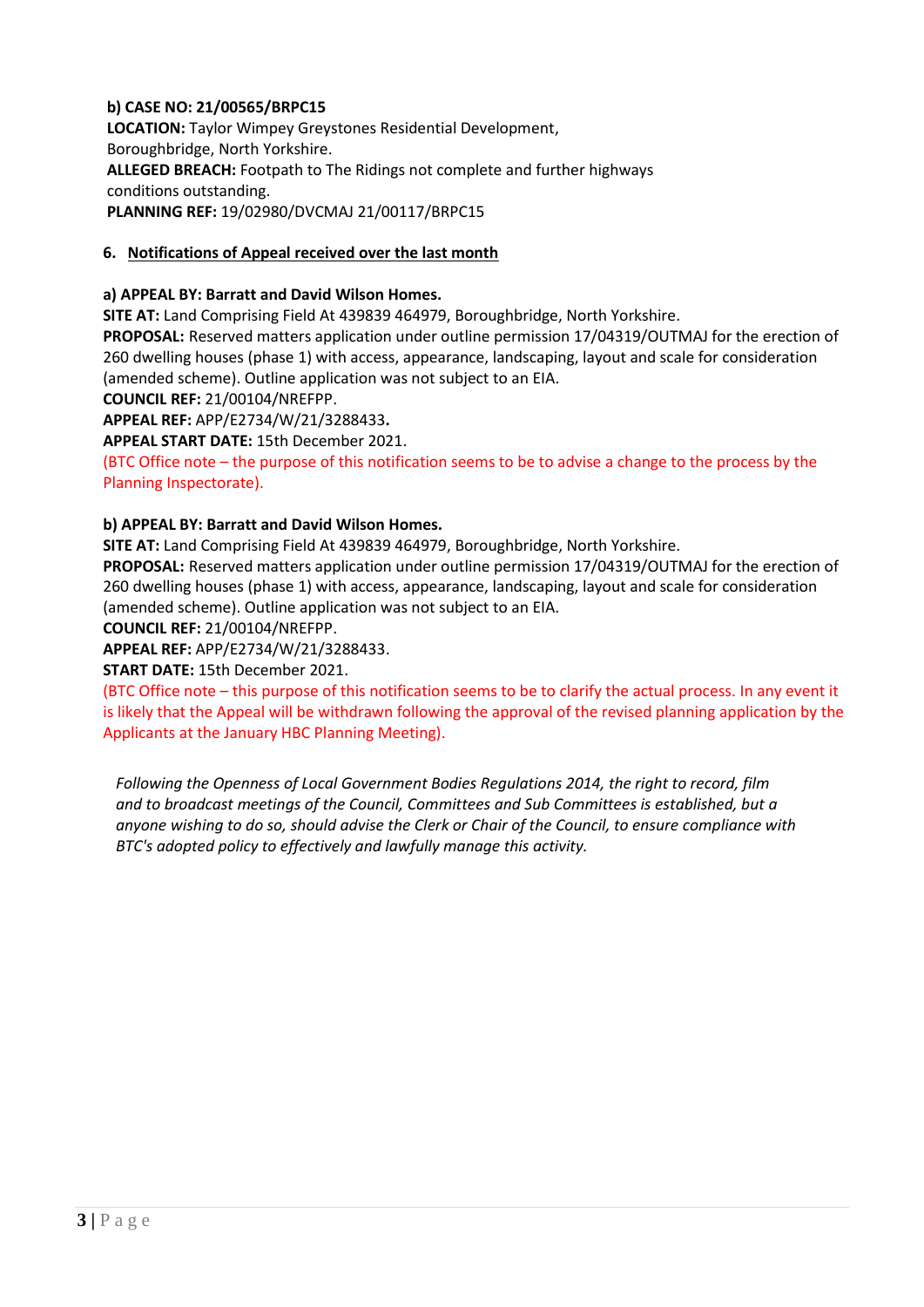**b) CASE NO: 21/00565/BRPC15**
**LOCATION:** Taylor Wimpey Greystones Residential Development, Boroughbridge, North Yorkshire.
**ALLEGED BREACH:** Footpath to The Ridings not complete and further highways conditions outstanding.
**PLANNING REF:** 19/02980/DVCMAJ 21/00117/BRPC15

6. **Notifications of Appeal received over the last month**

**a) APPEAL BY: Barratt and David Wilson Homes.**
**SITE AT:** Land Comprising Field At 439839 464979, Boroughbridge, North Yorkshire.
**PROPOSAL:** Reserved matters application under outline permission 17/04319/OUTMAJ for the erection of 260 dwelling houses (phase 1) with access, appearance, landscaping, layout and scale for consideration (amended scheme). Outline application was not subject to an EIA.
**COUNCIL REF:** 21/00104/NREFPP.
**APPEAL REF:** APP/E2734/W/21/3288433**.**
**APPEAL START DATE:** 15th December 2021.
(BTC Office note – the purpose of this notification seems to be to advise a change to the process by the Planning Inspectorate).

**b) APPEAL BY: Barratt and David Wilson Homes.**
**SITE AT:** Land Comprising Field At 439839 464979, Boroughbridge, North Yorkshire.
**PROPOSAL:** Reserved matters application under outline permission 17/04319/OUTMAJ for the erection of 260 dwelling houses (phase 1) with access, appearance, landscaping, layout and scale for consideration (amended scheme). Outline application was not subject to an EIA.
**COUNCIL REF:** 21/00104/NREFPP.
**APPEAL REF:** APP/E2734/W/21/3288433.
**START DATE:** 15th December 2021.
(BTC Office note – this purpose of this notification seems to be to clarify the actual process. In any event it is likely that the Appeal will be withdrawn following the approval of the revised planning application by the Applicants at the January HBC Planning Meeting).

*Following the Openness of Local Government Bodies Regulations 2014, the right to record, film and to broadcast meetings of the Council, Committees and Sub Committees is established, but a anyone wishing to do so, should advise the Clerk or Chair of the Council, to ensure compliance with BTC's adopted policy to effectively and lawfully manage this activity.*